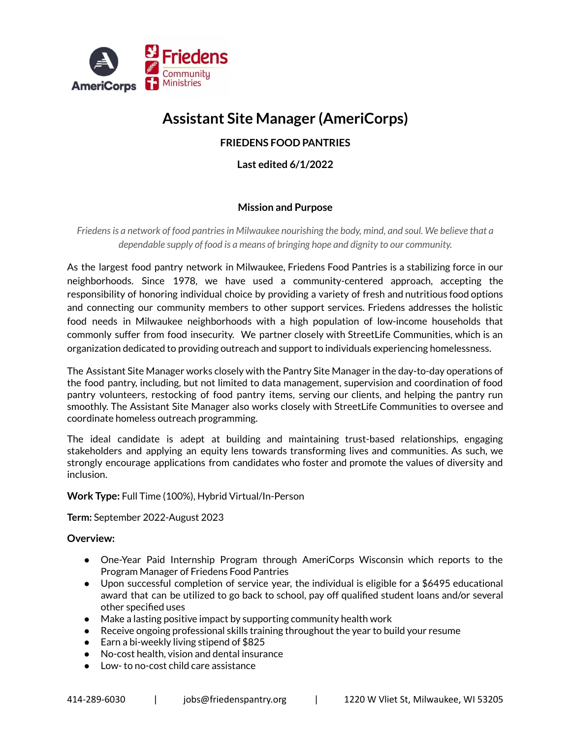# Assistant Site Manager (AmeriCorps)

**FRIEDENS FOOD PANTRIES**

**Last edited 6/1/2022**

## Mission and Purpose

*Friedens is a network of food pantries in Milwaukee nourishing the body, mind, and soul. We believe that a dependable supply of food is a means of bringing hope and dignity to our community.*

As the largest food pantry network in Milwaukee, Friedens Food Pantries is a stabilizing force in our neighborhoods. Since 1978, we have used a community-centered approach, accepting the responsibility of honoring individual choice by providing a variety of fresh and nutritious food options and connecting our community members to other support services. Friedens addresses the holistic food needs in Milwaukee neighborhoods with a high population of low-income households that commonly suffer from food insecurity. We partner closely with StreetLife Communities, which is an organization dedicated to providing outreach and support to individuals experiencing homelessness.

The Assistant Site Manager works closely with the Pantry Site Manager in the day-to-day operations of the food pantry, including, but not limited to data management, supervision and coordination of food pantry volunteers, restocking of food pantry items, serving our clients, and helping the pantry run smoothly. The Assistant Site Manager also works closely with StreetLife Communities to oversee and coordinate homeless outreach programming.

The ideal candidate is adept at building and maintaining trust-based relationships, engaging stakeholders and applying an equity lens towards transforming lives and communities. As such, we strongly encourage applications from candidates who foster and promote the values of diversity and inclusion.

**Work Type:** Full Time (100%), Hybrid Virtual/In-Person

**Term:** September 2022-August 2023

**Overview:**

- One-Year Paid Internship Program through AmeriCorps Wisconsin which reports to the Program Manager of Friedens Food Pantries
- Upon successful completion of service year, the individual is eligible for a $6495 educational award that can be utilized to go back to school, pay off qualified student loans and/or several other specified uses
- Make a lasting positive impact by supporting community health work
- Receive ongoing professional skills training throughout the year to build your resume
- Earn a bi-weekly living stipend of $825
- No-cost health, vision and dental insurance
- Low- to no-cost child care assistance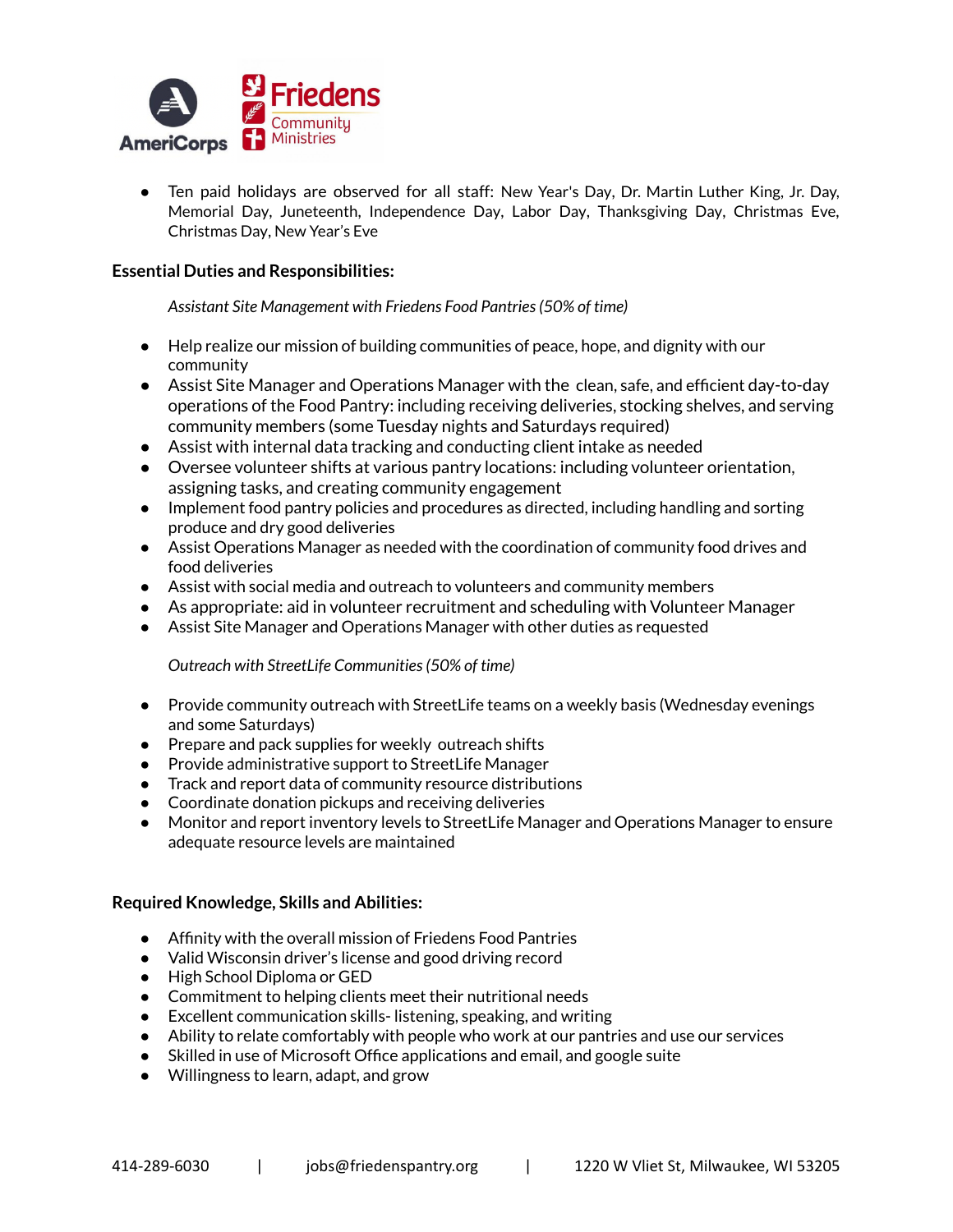- Ten paid holidays are observed for all staff: New Year's Day, Dr. Martin Luther King, Jr. Day, Memorial Day, Juneteenth, Independence Day, Labor Day, Thanksgiving Day, Christmas Eve, Christmas Day, New Year's Eve

**Essential Duties and Responsibilities:**

*Assistant Site Management with Friedens Food Pantries (50% of time)*

- Help realize our mission of building communities of peace, hope, and dignity with our community
- Assist Site Manager and Operations Manager with the clean, safe, and efficient day-to-day operations of the Food Pantry: including receiving deliveries, stocking shelves, and serving community members (some Tuesday nights and Saturdays required)
- Assist with internal data tracking and conducting client intake as needed
- Oversee volunteer shifts at various pantry locations: including volunteer orientation, assigning tasks, and creating community engagement
- Implement food pantry policies and procedures as directed, including handling and sorting produce and dry good deliveries
- Assist Operations Manager as needed with the coordination of community food drives and food deliveries
- Assist with social media and outreach to volunteers and community members
- As appropriate: aid in volunteer recruitment and scheduling with Volunteer Manager
- Assist Site Manager and Operations Manager with other duties as requested

*Outreach with StreetLife Communities (50% of time)*

- Provide community outreach with StreetLife teams on a weekly basis (Wednesday evenings and some Saturdays)
- Prepare and pack supplies for weekly outreach shifts
- Provide administrative support to StreetLife Manager
- Track and report data of community resource distributions
- Coordinate donation pickups and receiving deliveries
- Monitor and report inventory levels to StreetLife Manager and Operations Manager to ensure adequate resource levels are maintained

**Required Knowledge, Skills and Abilities:**

- Affinity with the overall mission of Friedens Food Pantries
- Valid Wisconsin driver's license and good driving record
- High School Diploma or GED
- Commitment to helping clients meet their nutritional needs
- Excellent communication skills- listening, speaking, and writing
- Ability to relate comfortably with people who work at our pantries and use our services
- Skilled in use of Microsoft Office applications and email, and google suite
- Willingness to learn, adapt, and grow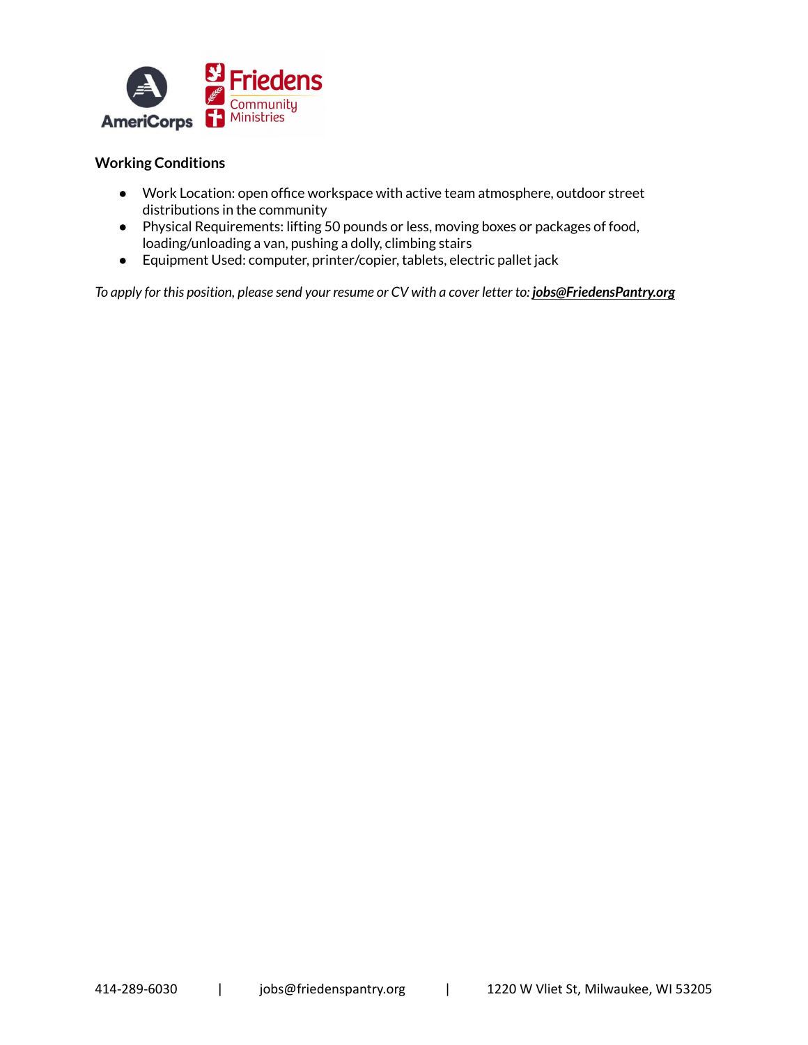**Working Conditions**

- Work Location: open office workspace with active team atmosphere, outdoor street distributions in the community
- Physical Requirements: lifting 50 pounds or less, moving boxes or packages of food, loading/unloading a van, pushing a dolly, climbing stairs
- Equipment Used: computer, printer/copier, tablets, electric pallet jack

*To apply for this position, please send your resume or CV with a cover letter to:* ***jobs@FriedensPantry.org***